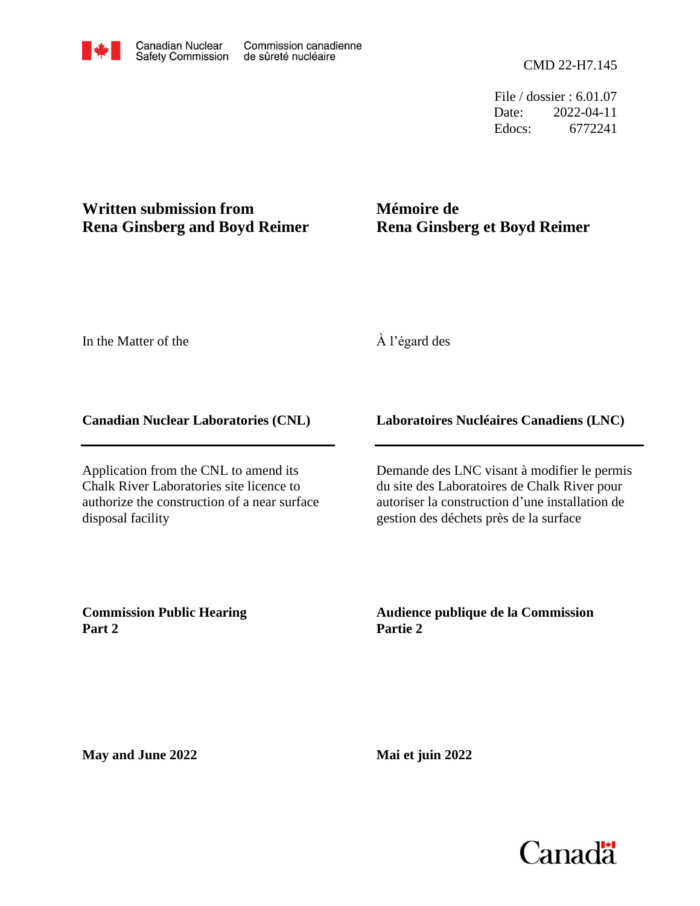Canadian Nuclear Safety Commission | Commission canadienne de sûreté nucléaire

CMD 22-H7.145

File / dossier : 6.01.07
Date: 2022-04-11
Edocs: 6772241

**Written submission from Rena Ginsberg and Boyd Reimer**

**Mémoire de Rena Ginsberg et Boyd Reimer**

In the Matter of the

À l'égard des

**Canadian Nuclear Laboratories (CNL)**

**Laboratoires Nucléaires Canadiens (LNC)**

Application from the CNL to amend its Chalk River Laboratories site licence to authorize the construction of a near surface disposal facility

Demande des LNC visant à modifier le permis du site des Laboratoires de Chalk River pour autoriser la construction d'une installation de gestion des déchets près de la surface

**Commission Public Hearing Part 2**

**Audience publique de la Commission Partie 2**

**May and June 2022**

**Mai et juin 2022**

Canada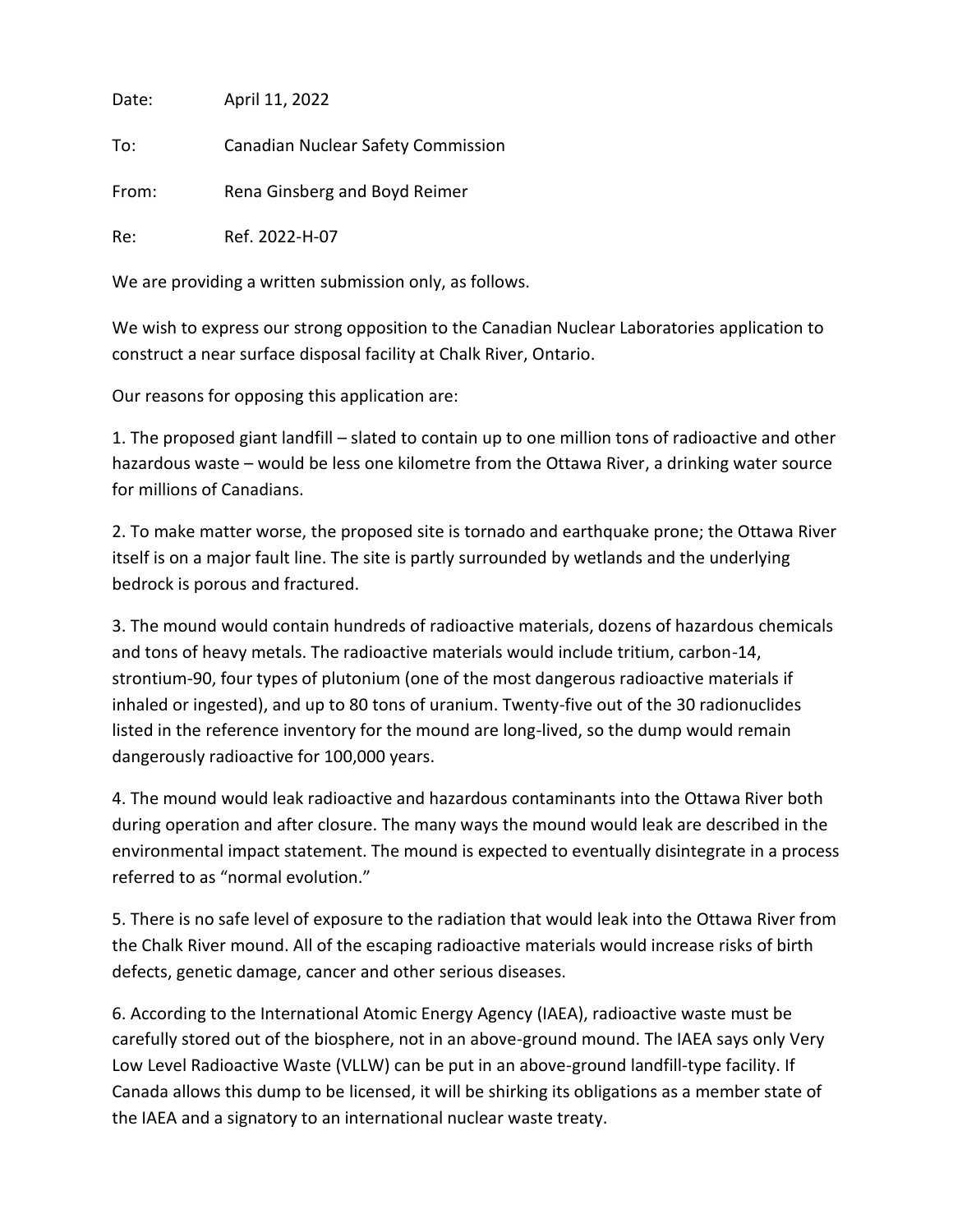Date: April 11, 2022

To: Canadian Nuclear Safety Commission

From: Rena Ginsberg and Boyd Reimer

Re: Ref. 2022-H-07

We are providing a written submission only, as follows.

We wish to express our strong opposition to the Canadian Nuclear Laboratories application to construct a near surface disposal facility at Chalk River, Ontario.

Our reasons for opposing this application are:

1. The proposed giant landfill – slated to contain up to one million tons of radioactive and other hazardous waste – would be less one kilometre from the Ottawa River, a drinking water source for millions of Canadians.

2. To make matter worse, the proposed site is tornado and earthquake prone; the Ottawa River itself is on a major fault line. The site is partly surrounded by wetlands and the underlying bedrock is porous and fractured.

3. The mound would contain hundreds of radioactive materials, dozens of hazardous chemicals and tons of heavy metals. The radioactive materials would include tritium, carbon-14, strontium-90, four types of plutonium (one of the most dangerous radioactive materials if inhaled or ingested), and up to 80 tons of uranium. Twenty-five out of the 30 radionuclides listed in the reference inventory for the mound are long-lived, so the dump would remain dangerously radioactive for 100,000 years.

4. The mound would leak radioactive and hazardous contaminants into the Ottawa River both during operation and after closure. The many ways the mound would leak are described in the environmental impact statement. The mound is expected to eventually disintegrate in a process referred to as "normal evolution."

5. There is no safe level of exposure to the radiation that would leak into the Ottawa River from the Chalk River mound. All of the escaping radioactive materials would increase risks of birth defects, genetic damage, cancer and other serious diseases.

6. According to the International Atomic Energy Agency (IAEA), radioactive waste must be carefully stored out of the biosphere, not in an above-ground mound. The IAEA says only Very Low Level Radioactive Waste (VLLW) can be put in an above-ground landfill-type facility. If Canada allows this dump to be licensed, it will be shirking its obligations as a member state of the IAEA and a signatory to an international nuclear waste treaty.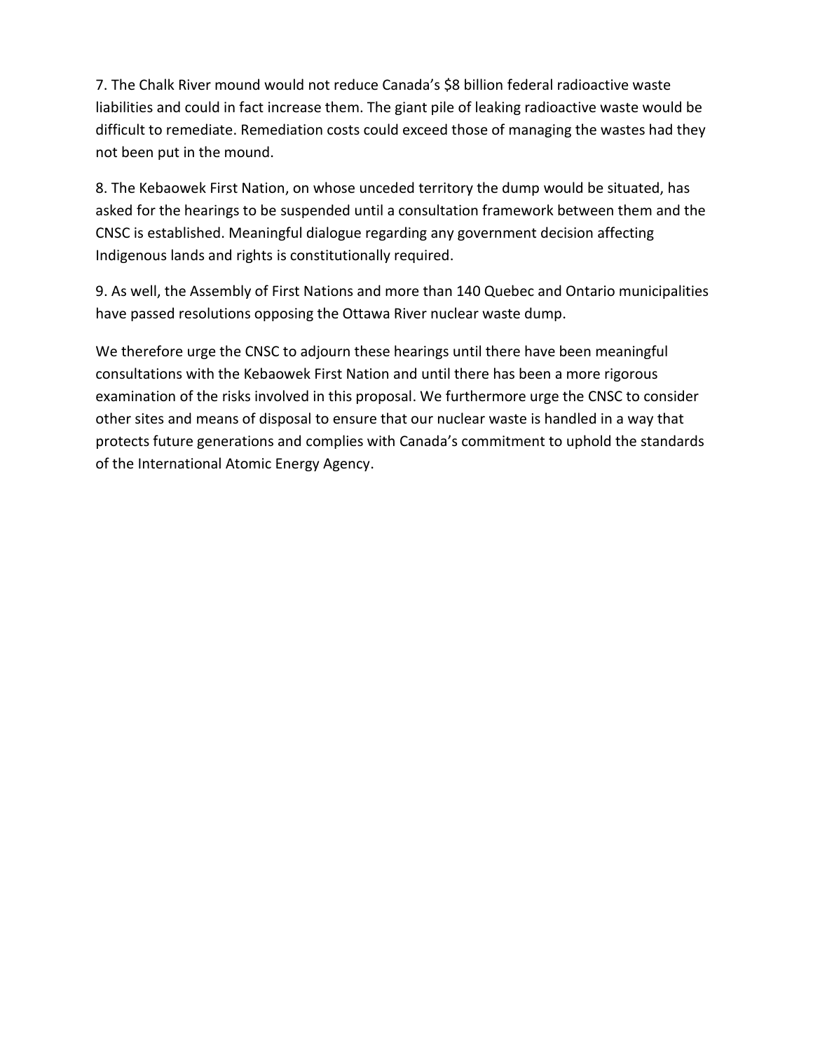7. The Chalk River mound would not reduce Canada's $8 billion federal radioactive waste liabilities and could in fact increase them. The giant pile of leaking radioactive waste would be difficult to remediate. Remediation costs could exceed those of managing the wastes had they not been put in the mound.

8. The Kebaowek First Nation, on whose unceded territory the dump would be situated, has asked for the hearings to be suspended until a consultation framework between them and the CNSC is established. Meaningful dialogue regarding any government decision affecting Indigenous lands and rights is constitutionally required.

9. As well, the Assembly of First Nations and more than 140 Quebec and Ontario municipalities have passed resolutions opposing the Ottawa River nuclear waste dump.

We therefore urge the CNSC to adjourn these hearings until there have been meaningful consultations with the Kebaowek First Nation and until there has been a more rigorous examination of the risks involved in this proposal. We furthermore urge the CNSC to consider other sites and means of disposal to ensure that our nuclear waste is handled in a way that protects future generations and complies with Canada's commitment to uphold the standards of the International Atomic Energy Agency.